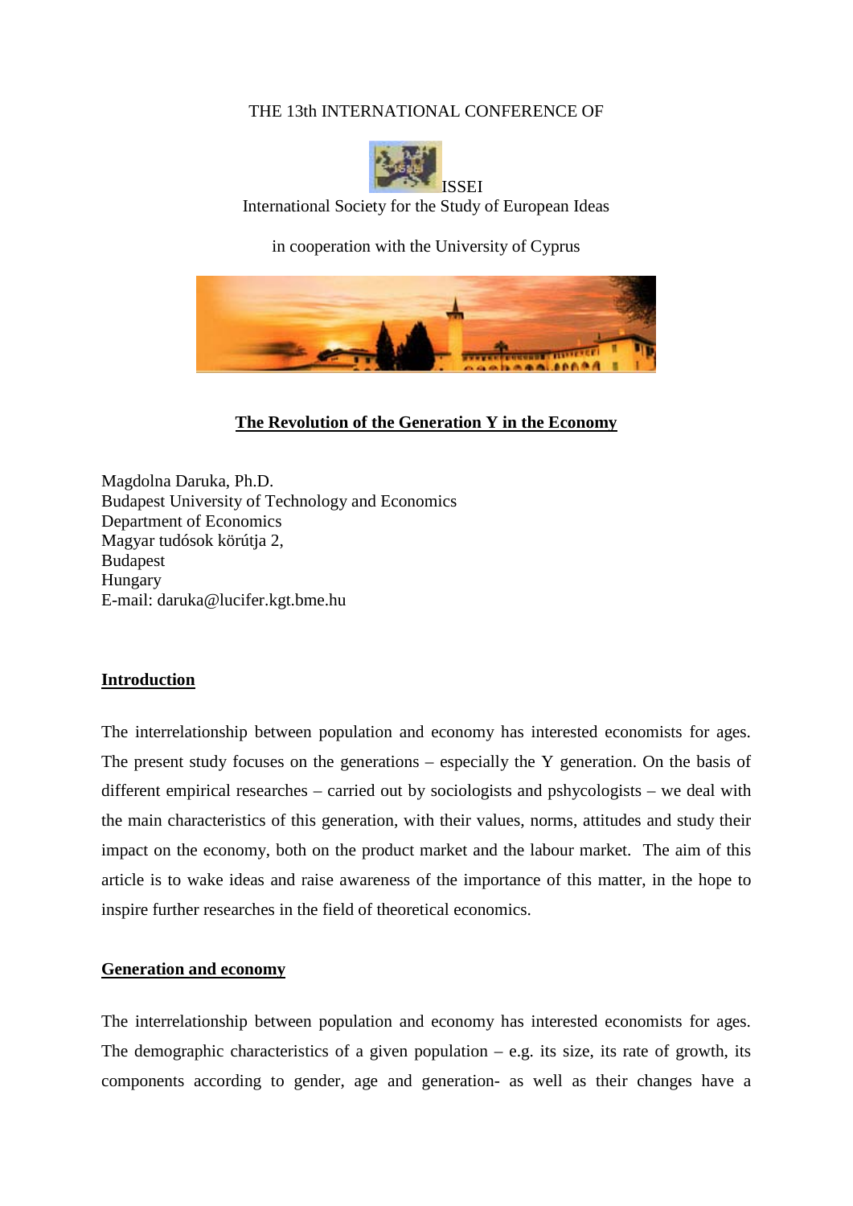THE 13th INTERNATIONAL CONFERENCE OF

ISSEI

International Society for the Study of European Ideas

in cooperation with the University of Cyprus

# The Revolution of the Generation Y in the Economy

Magdolna Daruka, Ph.D.
Budapest University of Technology and Economics
Department of Economics
Magyar tudósok körútja 2,
Budapest
Hungary
E-mail: daruka@lucifer.kgt.bme.hu

## Introduction

The interrelationship between population and economy has interested economists for ages. The present study focuses on the generations – especially the Y generation. On the basis of different empirical researches – carried out by sociologists and pshycologists – we deal with the main characteristics of this generation, with their values, norms, attitudes and study their impact on the economy, both on the product market and the labour market. The aim of this article is to wake ideas and raise awareness of the importance of this matter, in the hope to inspire further researches in the field of theoretical economics.

## Generation and economy

The interrelationship between population and economy has interested economists for ages. The demographic characteristics of a given population – e.g. its size, its rate of growth, its components according to gender, age and generation- as well as their changes have a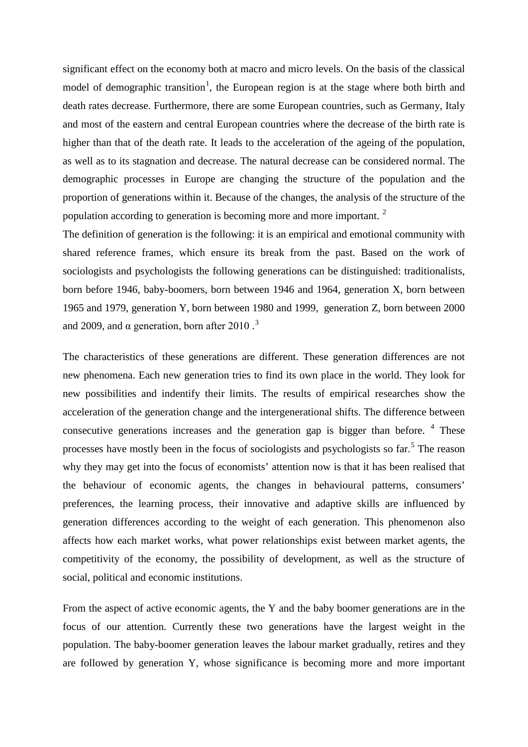significant effect on the economy both at macro and micro levels. On the basis of the classical model of demographic transition[1], the European region is at the stage where both birth and death rates decrease. Furthermore, there are some European countries, such as Germany, Italy and most of the eastern and central European countries where the decrease of the birth rate is higher than that of the death rate. It leads to the acceleration of the ageing of the population, as well as to its stagnation and decrease. The natural decrease can be considered normal. The demographic processes in Europe are changing the structure of the population and the proportion of generations within it. Because of the changes, the analysis of the structure of the population according to generation is becoming more and more important. [2]

The definition of generation is the following: it is an empirical and emotional community with shared reference frames, which ensure its break from the past. Based on the work of sociologists and psychologists the following generations can be distinguished: traditionalists, born before 1946, baby-boomers, born between 1946 and 1964, generation X, born between 1965 and 1979, generation Y, born between 1980 and 1999, generation Z, born between 2000 and 2009, and α generation, born after 2010 .[3]

The characteristics of these generations are different. These generation differences are not new phenomena. Each new generation tries to find its own place in the world. They look for new possibilities and indentify their limits. The results of empirical researches show the acceleration of the generation change and the intergenerational shifts. The difference between consecutive generations increases and the generation gap is bigger than before. [4] These processes have mostly been in the focus of sociologists and psychologists so far.[5] The reason why they may get into the focus of economists' attention now is that it has been realised that the behaviour of economic agents, the changes in behavioural patterns, consumers' preferences, the learning process, their innovative and adaptive skills are influenced by generation differences according to the weight of each generation. This phenomenon also affects how each market works, what power relationships exist between market agents, the competitivity of the economy, the possibility of development, as well as the structure of social, political and economic institutions.

From the aspect of active economic agents, the Y and the baby boomer generations are in the focus of our attention. Currently these two generations have the largest weight in the population. The baby-boomer generation leaves the labour market gradually, retires and they are followed by generation Y, whose significance is becoming more and more important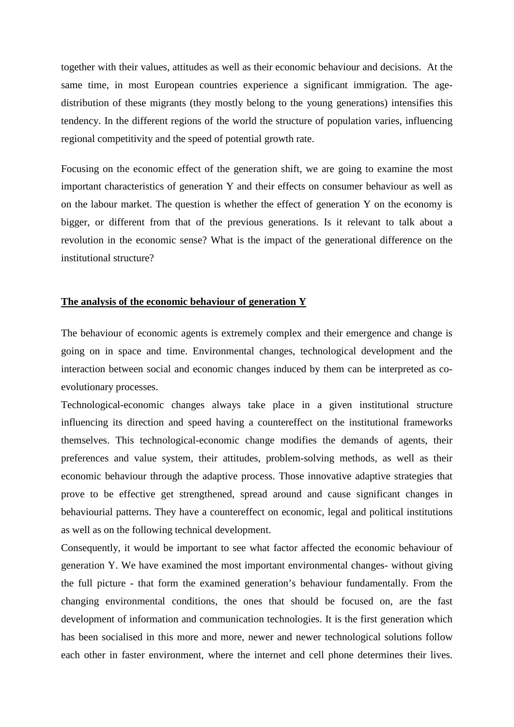together with their values, attitudes as well as their economic behaviour and decisions. At the same time, in most European countries experience a significant immigration. The age-distribution of these migrants (they mostly belong to the young generations) intensifies this tendency. In the different regions of the world the structure of population varies, influencing regional competitivity and the speed of potential growth rate.

Focusing on the economic effect of the generation shift, we are going to examine the most important characteristics of generation Y and their effects on consumer behaviour as well as on the labour market. The question is whether the effect of generation Y on the economy is bigger, or different from that of the previous generations. Is it relevant to talk about a revolution in the economic sense? What is the impact of the generational difference on the institutional structure?

## **The analysis of the economic behaviour of generation Y**

The behaviour of economic agents is extremely complex and their emergence and change is going on in space and time. Environmental changes, technological development and the interaction between social and economic changes induced by them can be interpreted as co-evolutionary processes.

Technological-economic changes always take place in a given institutional structure influencing its direction and speed having a countereffect on the institutional frameworks themselves. This technological-economic change modifies the demands of agents, their preferences and value system, their attitudes, problem-solving methods, as well as their economic behaviour through the adaptive process. Those innovative adaptive strategies that prove to be effective get strengthened, spread around and cause significant changes in behaviourial patterns. They have a countereffect on economic, legal and political institutions as well as on the following technical development.

Consequently, it would be important to see what factor affected the economic behaviour of generation Y. We have examined the most important environmental changes- without giving the full picture - that form the examined generation's behaviour fundamentally. From the changing environmental conditions, the ones that should be focused on, are the fast development of information and communication technologies. It is the first generation which has been socialised in this more and more, newer and newer technological solutions follow each other in faster environment, where the internet and cell phone determines their lives.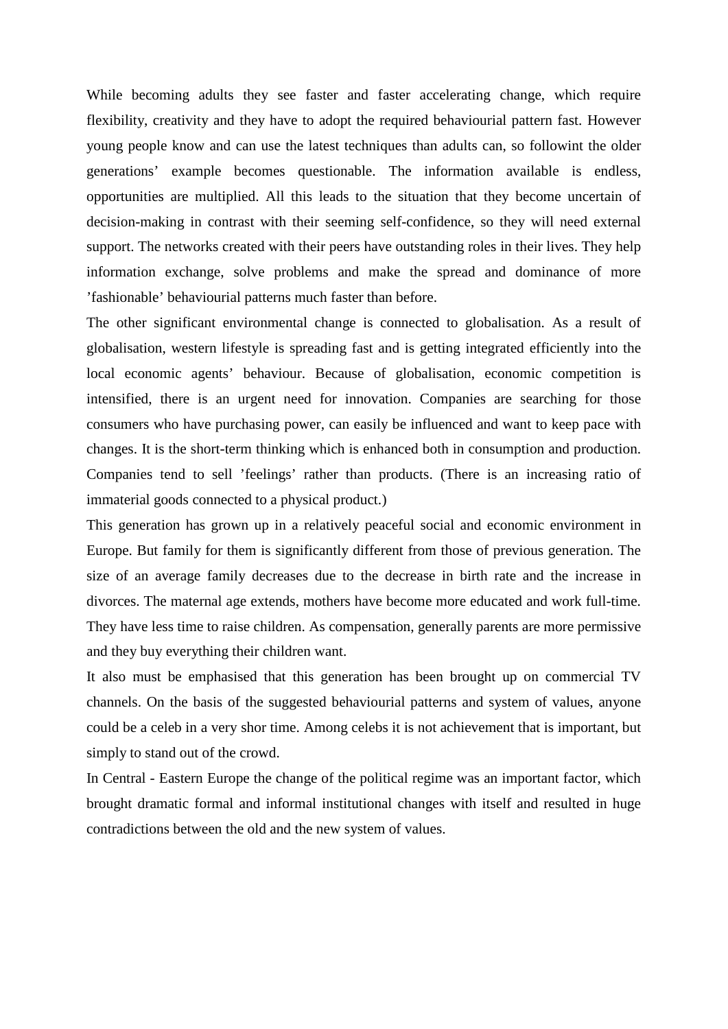While becoming adults they see faster and faster accelerating change, which require flexibility, creativity and they have to adopt the required behaviourial pattern fast. However young people know and can use the latest techniques than adults can, so followint the older generations' example becomes questionable. The information available is endless, opportunities are multiplied. All this leads to the situation that they become uncertain of decision-making in contrast with their seeming self-confidence, so they will need external support. The networks created with their peers have outstanding roles in their lives. They help information exchange, solve problems and make the spread and dominance of more 'fashionable' behaviourial patterns much faster than before.

The other significant environmental change is connected to globalisation. As a result of globalisation, western lifestyle is spreading fast and is getting integrated efficiently into the local economic agents' behaviour. Because of globalisation, economic competition is intensified, there is an urgent need for innovation. Companies are searching for those consumers who have purchasing power, can easily be influenced and want to keep pace with changes. It is the short-term thinking which is enhanced both in consumption and production. Companies tend to sell 'feelings' rather than products. (There is an increasing ratio of immaterial goods connected to a physical product.)

This generation has grown up in a relatively peaceful social and economic environment in Europe. But family for them is significantly different from those of previous generation. The size of an average family decreases due to the decrease in birth rate and the increase in divorces. The maternal age extends, mothers have become more educated and work full-time. They have less time to raise children. As compensation, generally parents are more permissive and they buy everything their children want.

It also must be emphasised that this generation has been brought up on commercial TV channels. On the basis of the suggested behaviourial patterns and system of values, anyone could be a celeb in a very shor time. Among celebs it is not achievement that is important, but simply to stand out of the crowd.

In Central - Eastern Europe the change of the political regime was an important factor, which brought dramatic formal and informal institutional changes with itself and resulted in huge contradictions between the old and the new system of values.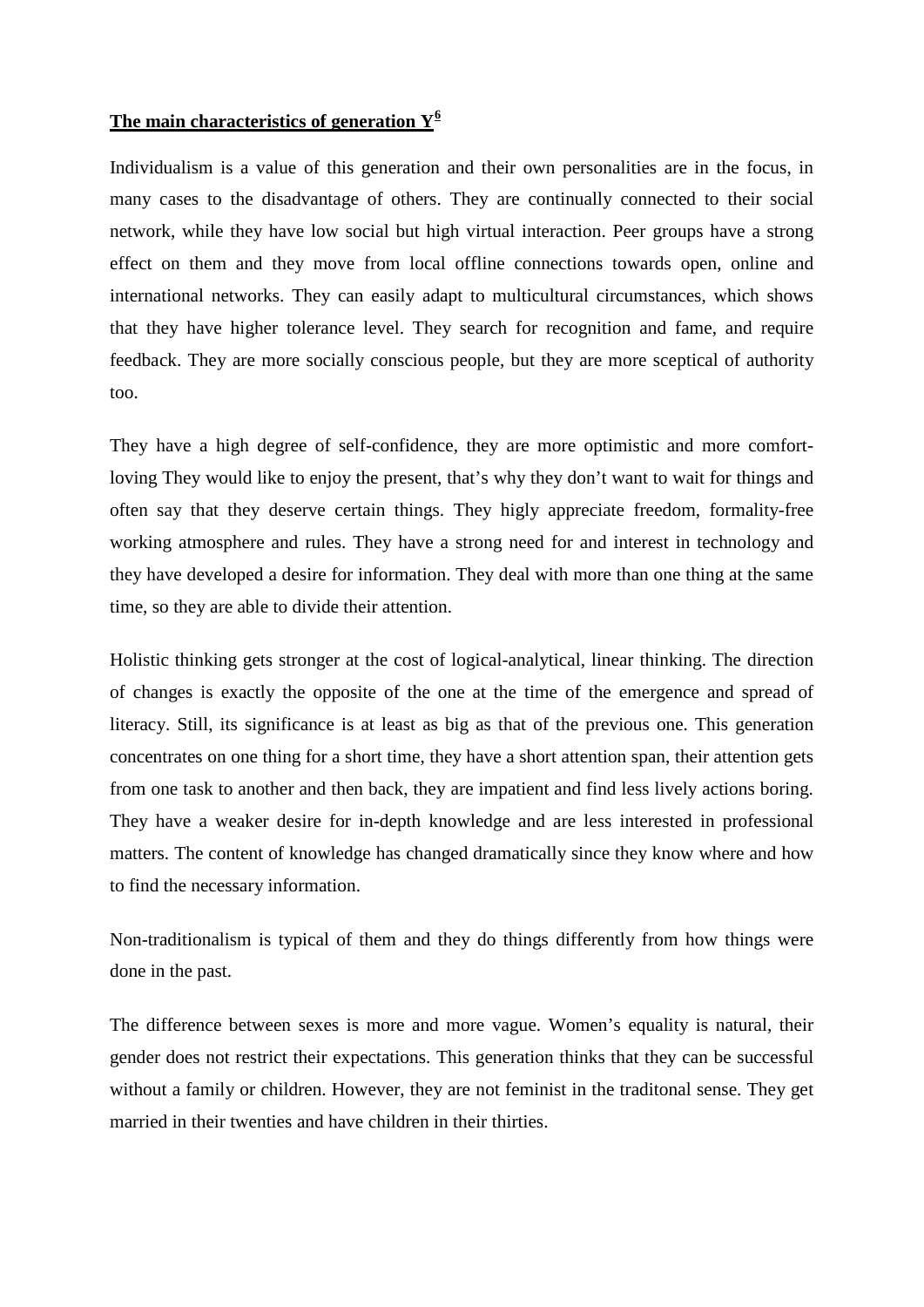**The main characteristics of generation Y[6]**

Individualism is a value of this generation and their own personalities are in the focus, in many cases to the disadvantage of others. They are continually connected to their social network, while they have low social but high virtual interaction. Peer groups have a strong effect on them and they move from local offline connections towards open, online and international networks. They can easily adapt to multicultural circumstances, which shows that they have higher tolerance level. They search for recognition and fame, and require feedback. They are more socially conscious people, but they are more sceptical of authority too.

They have a high degree of self-confidence, they are more optimistic and more comfort-loving They would like to enjoy the present, that's why they don't want to wait for things and often say that they deserve certain things. They higly appreciate freedom, formality-free working atmosphere and rules. They have a strong need for and interest in technology and they have developed a desire for information. They deal with more than one thing at the same time, so they are able to divide their attention.

Holistic thinking gets stronger at the cost of logical-analytical, linear thinking. The direction of changes is exactly the opposite of the one at the time of the emergence and spread of literacy. Still, its significance is at least as big as that of the previous one. This generation concentrates on one thing for a short time, they have a short attention span, their attention gets from one task to another and then back, they are impatient and find less lively actions boring. They have a weaker desire for in-depth knowledge and are less interested in professional matters. The content of knowledge has changed dramatically since they know where and how to find the necessary information.

Non-traditionalism is typical of them and they do things differently from how things were done in the past.

The difference between sexes is more and more vague. Women's equality is natural, their gender does not restrict their expectations. This generation thinks that they can be successful without a family or children. However, they are not feminist in the traditonal sense. They get married in their twenties and have children in their thirties.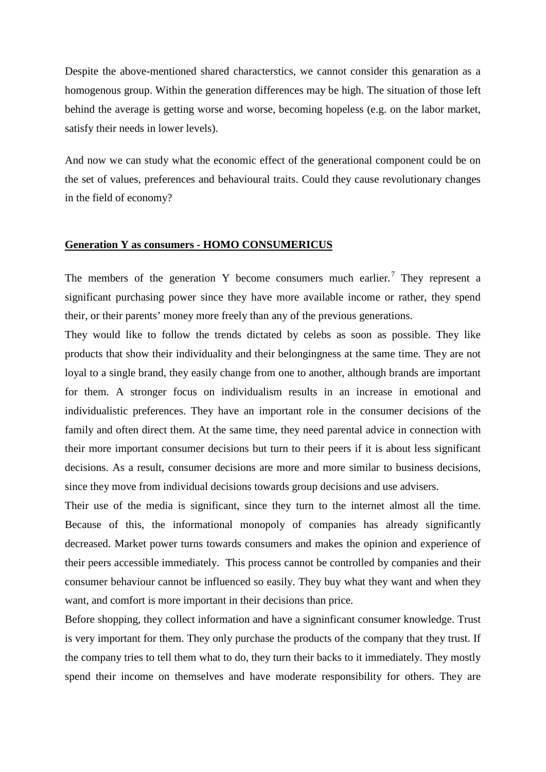Despite the above-mentioned shared characterstics, we cannot consider this genaration as a homogenous group. Within the generation differences may be high. The situation of those left behind the average is getting worse and worse, becoming hopeless (e.g. on the labor market, satisfy their needs in lower levels).

And now we can study what the economic effect of the generational component could be on the set of values, preferences and behavioural traits. Could they cause revolutionary changes in the field of economy?

**Generation Y as consumers - HOMO CONSUMERICUS**

The members of the generation Y become consumers much earlier.[7] They represent a significant purchasing power since they have more available income or rather, they spend their, or their parents' money more freely than any of the previous generations.

They would like to follow the trends dictated by celebs as soon as possible. They like products that show their individuality and their belongingness at the same time. They are not loyal to a single brand, they easily change from one to another, although brands are important for them. A stronger focus on individualism results in an increase in emotional and individualistic preferences. They have an important role in the consumer decisions of the family and often direct them. At the same time, they need parental advice in connection with their more important consumer decisions but turn to their peers if it is about less significant decisions. As a result, consumer decisions are more and more similar to business decisions, since they move from individual decisions towards group decisions and use advisers.

Their use of the media is significant, since they turn to the internet almost all the time. Because of this, the informational monopoly of companies has already significantly decreased. Market power turns towards consumers and makes the opinion and experience of their peers accessible immediately. This process cannot be controlled by companies and their consumer behaviour cannot be influenced so easily. They buy what they want and when they want, and comfort is more important in their decisions than price.

Before shopping, they collect information and have a signinficant consumer knowledge. Trust is very important for them. They only purchase the products of the company that they trust. If the company tries to tell them what to do, they turn their backs to it immediately. They mostly spend their income on themselves and have moderate responsibility for others. They are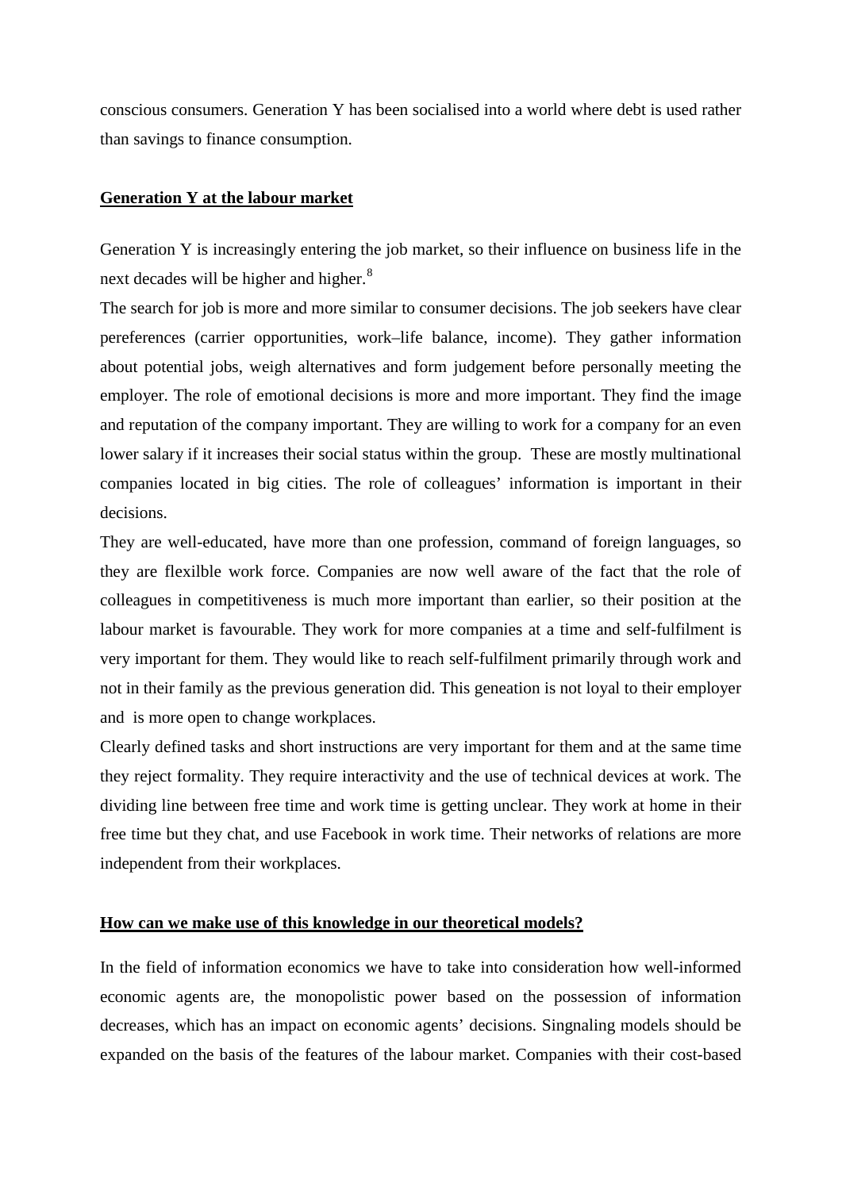conscious consumers. Generation Y has been socialised into a world where debt is used rather than savings to finance consumption.

**Generation Y at the labour market**

Generation Y is increasingly entering the job market, so their influence on business life in the next decades will be higher and higher.[8]

The search for job is more and more similar to consumer decisions. The job seekers have clear pereferences (carrier opportunities, work–life balance, income). They gather information about potential jobs, weigh alternatives and form judgement before personally meeting the employer. The role of emotional decisions is more and more important. They find the image and reputation of the company important. They are willing to work for a company for an even lower salary if it increases their social status within the group. These are mostly multinational companies located in big cities. The role of colleagues' information is important in their decisions.

They are well-educated, have more than one profession, command of foreign languages, so they are flexilble work force. Companies are now well aware of the fact that the role of colleagues in competitiveness is much more important than earlier, so their position at the labour market is favourable. They work for more companies at a time and self-fulfilment is very important for them. They would like to reach self-fulfilment primarily through work and not in their family as the previous generation did. This geneation is not loyal to their employer and is more open to change workplaces.

Clearly defined tasks and short instructions are very important for them and at the same time they reject formality. They require interactivity and the use of technical devices at work. The dividing line between free time and work time is getting unclear. They work at home in their free time but they chat, and use Facebook in work time. Their networks of relations are more independent from their workplaces.

**How can we make use of this knowledge in our theoretical models?**

In the field of information economics we have to take into consideration how well-informed economic agents are, the monopolistic power based on the possession of information decreases, which has an impact on economic agents' decisions. Singnaling models should be expanded on the basis of the features of the labour market. Companies with their cost-based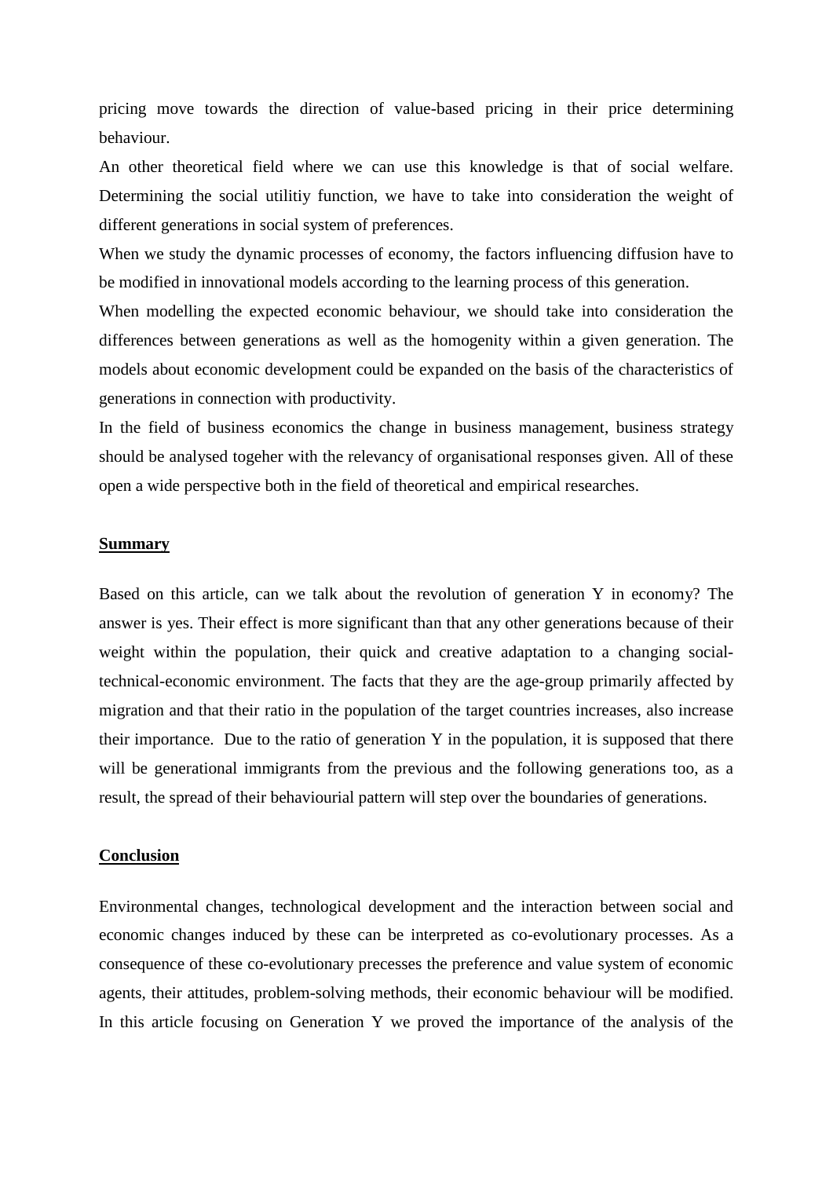pricing move towards the direction of value-based pricing in their price determining behaviour.

An other theoretical field where we can use this knowledge is that of social welfare. Determining the social utilitiy function, we have to take into consideration the weight of different generations in social system of preferences.

When we study the dynamic processes of economy, the factors influencing diffusion have to be modified in innovational models according to the learning process of this generation.

When modelling the expected economic behaviour, we should take into consideration the differences between generations as well as the homogenity within a given generation. The models about economic development could be expanded on the basis of the characteristics of generations in connection with productivity.

In the field of business economics the change in business management, business strategy should be analysed togeher with the relevancy of organisational responses given. All of these open a wide perspective both in the field of theoretical and empirical researches.

## Summary

Based on this article, can we talk about the revolution of generation Y in economy? The answer is yes. Their effect is more significant than that any other generations because of their weight within the population, their quick and creative adaptation to a changing social-technical-economic environment. The facts that they are the age-group primarily affected by migration and that their ratio in the population of the target countries increases, also increase their importance. Due to the ratio of generation Y in the population, it is supposed that there will be generational immigrants from the previous and the following generations too, as a result, the spread of their behaviourial pattern will step over the boundaries of generations.

## Conclusion

Environmental changes, technological development and the interaction between social and economic changes induced by these can be interpreted as co-evolutionary processes. As a consequence of these co-evolutionary precesses the preference and value system of economic agents, their attitudes, problem-solving methods, their economic behaviour will be modified. In this article focusing on Generation Y we proved the importance of the analysis of the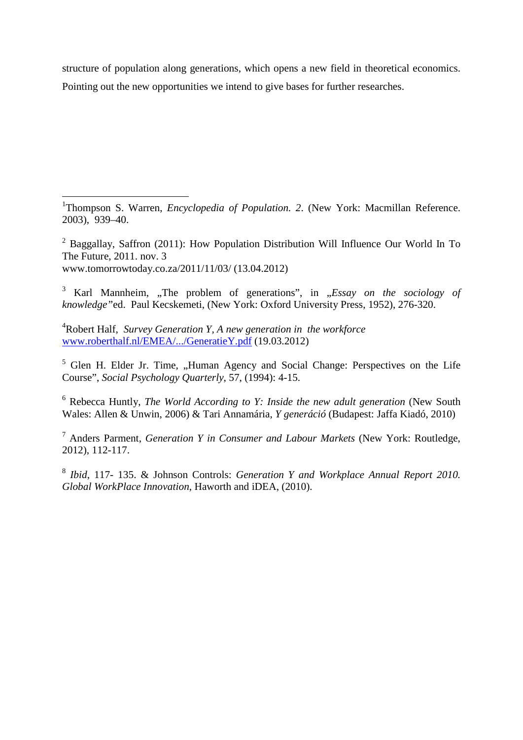structure of population along generations, which opens a new field in theoretical economics. Pointing out the new opportunities we intend to give bases for further researches.

---

[1] Thompson S. Warren, *Encyclopedia of Population. 2*. (New York: Macmillan Reference. 2003), 939–40.

[2] Baggallay, Saffron (2011): How Population Distribution Will Influence Our World In To The Future, 2011. nov. 3 www.tomorrowtoday.co.za/2011/11/03/ (13.04.2012)

[3] Karl Mannheim, „The problem of generations", in *„Essay on the sociology of knowledge"* ed. Paul Kecskemeti, (New York: Oxford University Press, 1952), 276-320.

[4] Robert Half, *Survey Generation Y, A new generation in the workforce* www.roberthalf.nl/EMEA/.../GeneratieY.pdf (19.03.2012)

[5] Glen H. Elder Jr. Time, „Human Agency and Social Change: Perspectives on the Life Course", *Social Psychology Quarterly*, 57, (1994): 4-15.

[6] Rebecca Huntly, *The World According to Y: Inside the new adult generation* (New South Wales: Allen & Unwin, 2006) & Tari Annamária, *Y generáció* (Budapest: Jaffa Kiadó, 2010)

[7] Anders Parment, *Generation Y in Consumer and Labour Markets* (New York: Routledge, 2012), 112-117.

[8] *Ibid*, 117- 135. & Johnson Controls: *Generation Y and Workplace Annual Report 2010. Global WorkPlace Innovation*, Haworth and iDEA, (2010).